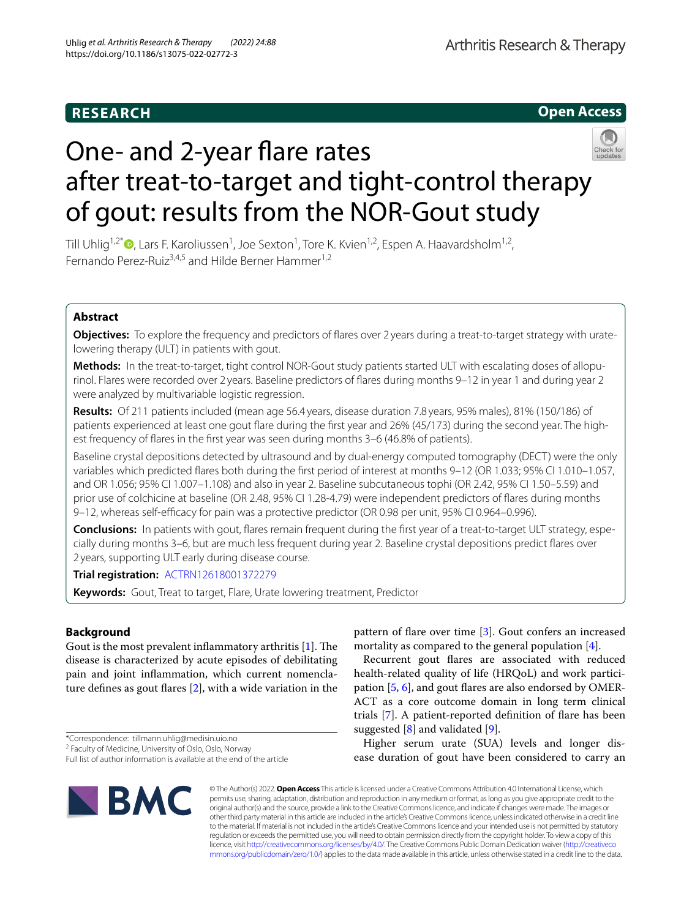RESEARCH

Open Access

# One- and 2-year flare rates after treat-to-target and tight-control therapy of gout: results from the NOR-Gout study

Till Uhlig[1,2*], Lars F. Karoliussen[1], Joe Sexton[1], Tore K. Kvien[1,2], Espen A. Haavardsholm[1,2], Fernando Perez-Ruiz[3,4,5] and Hilde Berner Hammer[1,2]

## Abstract

**Objectives:** To explore the frequency and predictors of flares over 2 years during a treat-to-target strategy with urate-lowering therapy (ULT) in patients with gout.

**Methods:** In the treat-to-target, tight control NOR-Gout study patients started ULT with escalating doses of allopurinol. Flares were recorded over 2 years. Baseline predictors of flares during months 9–12 in year 1 and during year 2 were analyzed by multivariable logistic regression.

**Results:** Of 211 patients included (mean age 56.4 years, disease duration 7.8 years, 95% males), 81% (150/186) of patients experienced at least one gout flare during the first year and 26% (45/173) during the second year. The highest frequency of flares in the first year was seen during months 3–6 (46.8% of patients).

Baseline crystal depositions detected by ultrasound and by dual-energy computed tomography (DECT) were the only variables which predicted flares both during the first period of interest at months 9–12 (OR 1.033; 95% CI 1.010–1.057, and OR 1.056; 95% CI 1.007–1.108) and also in year 2. Baseline subcutaneous tophi (OR 2.42, 95% CI 1.50–5.59) and prior use of colchicine at baseline (OR 2.48, 95% CI 1.28-4.79) were independent predictors of flares during months 9–12, whereas self-efficacy for pain was a protective predictor (OR 0.98 per unit, 95% CI 0.964–0.996).

**Conclusions:** In patients with gout, flares remain frequent during the first year of a treat-to-target ULT strategy, especially during months 3–6, but are much less frequent during year 2. Baseline crystal depositions predict flares over 2 years, supporting ULT early during disease course.

**Trial registration:** ACTRN12618001372279

**Keywords:** Gout, Treat to target, Flare, Urate lowering treatment, Predictor

## Background

Gout is the most prevalent inflammatory arthritis [1]. The disease is characterized by acute episodes of debilitating pain and joint inflammation, which current nomenclature defines as gout flares [2], with a wide variation in the pattern of flare over time [3]. Gout confers an increased mortality as compared to the general population [4].

Recurrent gout flares are associated with reduced health-related quality of life (HRQoL) and work participation [5, 6], and gout flares are also endorsed by OMERACT as a core outcome domain in long term clinical trials [7]. A patient-reported definition of flare has been suggested [8] and validated [9].

Higher serum urate (SUA) levels and longer disease duration of gout have been considered to carry an

*Correspondence: tillmann.uhlig@medisin.uio.no
[2] Faculty of Medicine, University of Oslo, Oslo, Norway
Full list of author information is available at the end of the article

© The Author(s) 2022. **Open Access** This article is licensed under a Creative Commons Attribution 4.0 International License, which permits use, sharing, adaptation, distribution and reproduction in any medium or format, as long as you give appropriate credit to the original author(s) and the source, provide a link to the Creative Commons licence, and indicate if changes were made. The images or other third party material in this article are included in the article's Creative Commons licence, unless indicated otherwise in a credit line to the material. If material is not included in the article's Creative Commons licence and your intended use is not permitted by statutory regulation or exceeds the permitted use, you will need to obtain permission directly from the copyright holder. To view a copy of this licence, visit http://creativecommons.org/licenses/by/4.0/. The Creative Commons Public Domain Dedication waiver (http://creativecommons.org/publicdomain/zero/1.0/) applies to the data made available in this article, unless otherwise stated in a credit line to the data.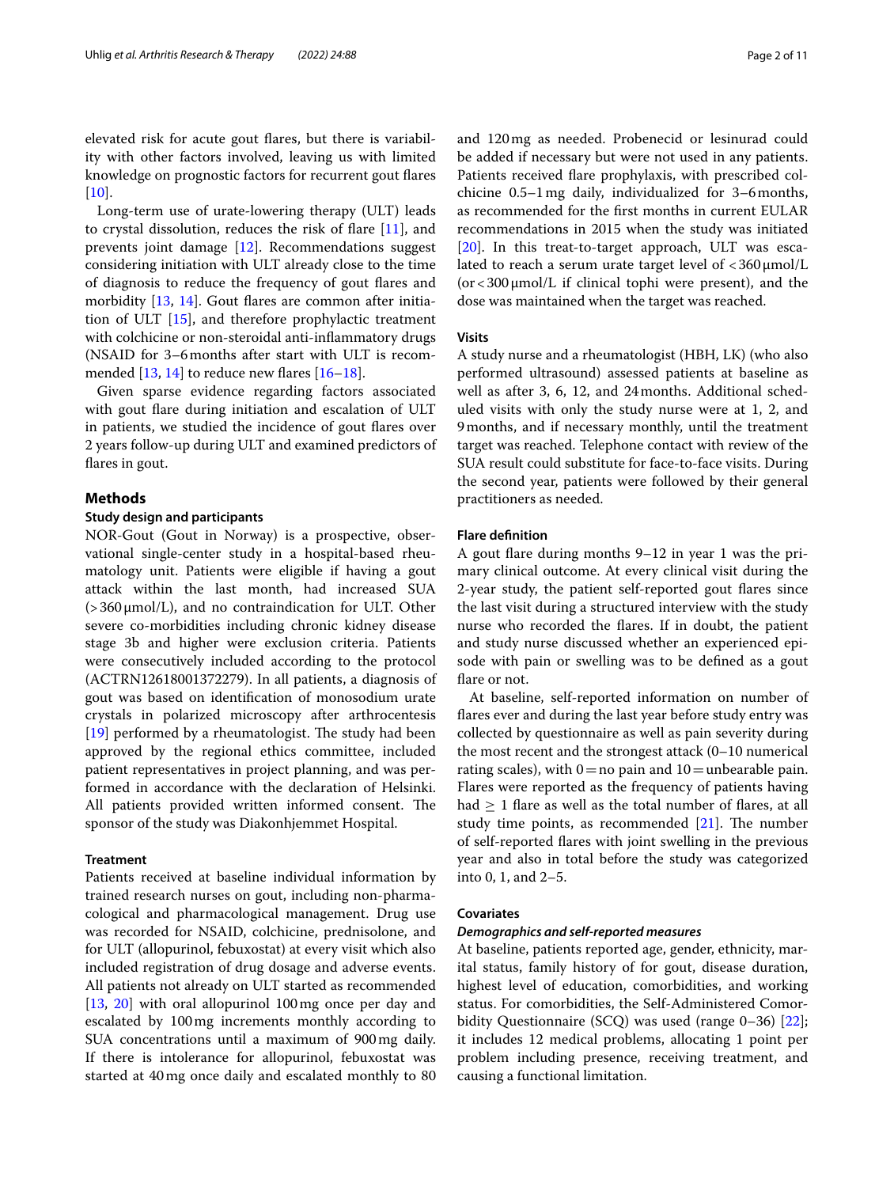elevated risk for acute gout flares, but there is variability with other factors involved, leaving us with limited knowledge on prognostic factors for recurrent gout flares [10].

Long-term use of urate-lowering therapy (ULT) leads to crystal dissolution, reduces the risk of flare [11], and prevents joint damage [12]. Recommendations suggest considering initiation with ULT already close to the time of diagnosis to reduce the frequency of gout flares and morbidity [13, 14]. Gout flares are common after initiation of ULT [15], and therefore prophylactic treatment with colchicine or non-steroidal anti-inflammatory drugs (NSAID for 3–6 months after start with ULT is recommended [13, 14] to reduce new flares [16–18].

Given sparse evidence regarding factors associated with gout flare during initiation and escalation of ULT in patients, we studied the incidence of gout flares over 2 years follow-up during ULT and examined predictors of flares in gout.

## Methods

### Study design and participants

NOR-Gout (Gout in Norway) is a prospective, observational single-center study in a hospital-based rheumatology unit. Patients were eligible if having a gout attack within the last month, had increased SUA (>360 μmol/L), and no contraindication for ULT. Other severe co-morbidities including chronic kidney disease stage 3b and higher were exclusion criteria. Patients were consecutively included according to the protocol (ACTRN12618001372279). In all patients, a diagnosis of gout was based on identification of monosodium urate crystals in polarized microscopy after arthrocentesis [19] performed by a rheumatologist. The study had been approved by the regional ethics committee, included patient representatives in project planning, and was performed in accordance with the declaration of Helsinki. All patients provided written informed consent. The sponsor of the study was Diakonhjemmet Hospital.

### Treatment

Patients received at baseline individual information by trained research nurses on gout, including non-pharmacological and pharmacological management. Drug use was recorded for NSAID, colchicine, prednisolone, and for ULT (allopurinol, febuxostat) at every visit which also included registration of drug dosage and adverse events. All patients not already on ULT started as recommended [13, 20] with oral allopurinol 100 mg once per day and escalated by 100 mg increments monthly according to SUA concentrations until a maximum of 900 mg daily. If there is intolerance for allopurinol, febuxostat was started at 40 mg once daily and escalated monthly to 80 and 120 mg as needed. Probenecid or lesinurad could be added if necessary but were not used in any patients. Patients received flare prophylaxis, with prescribed colchicine 0.5–1 mg daily, individualized for 3–6 months, as recommended for the first months in current EULAR recommendations in 2015 when the study was initiated [20]. In this treat-to-target approach, ULT was escalated to reach a serum urate target level of <360 μmol/L (or <300 μmol/L if clinical tophi were present), and the dose was maintained when the target was reached.

### Visits

A study nurse and a rheumatologist (HBH, LK) (who also performed ultrasound) assessed patients at baseline as well as after 3, 6, 12, and 24 months. Additional scheduled visits with only the study nurse were at 1, 2, and 9 months, and if necessary monthly, until the treatment target was reached. Telephone contact with review of the SUA result could substitute for face-to-face visits. During the second year, patients were followed by their general practitioners as needed.

### Flare definition

A gout flare during months 9–12 in year 1 was the primary clinical outcome. At every clinical visit during the 2-year study, the patient self-reported gout flares since the last visit during a structured interview with the study nurse who recorded the flares. If in doubt, the patient and study nurse discussed whether an experienced episode with pain or swelling was to be defined as a gout flare or not.

At baseline, self-reported information on number of flares ever and during the last year before study entry was collected by questionnaire as well as pain severity during the most recent and the strongest attack (0–10 numerical rating scales), with 0 = no pain and 10 = unbearable pain. Flares were reported as the frequency of patients having had ≥ 1 flare as well as the total number of flares, at all study time points, as recommended [21]. The number of self-reported flares with joint swelling in the previous year and also in total before the study was categorized into 0, 1, and 2–5.

### Covariates

#### *Demographics and self-reported measures*

At baseline, patients reported age, gender, ethnicity, marital status, family history of for gout, disease duration, highest level of education, comorbidities, and working status. For comorbidities, the Self-Administered Comorbidity Questionnaire (SCQ) was used (range 0–36) [22]; it includes 12 medical problems, allocating 1 point per problem including presence, receiving treatment, and causing a functional limitation.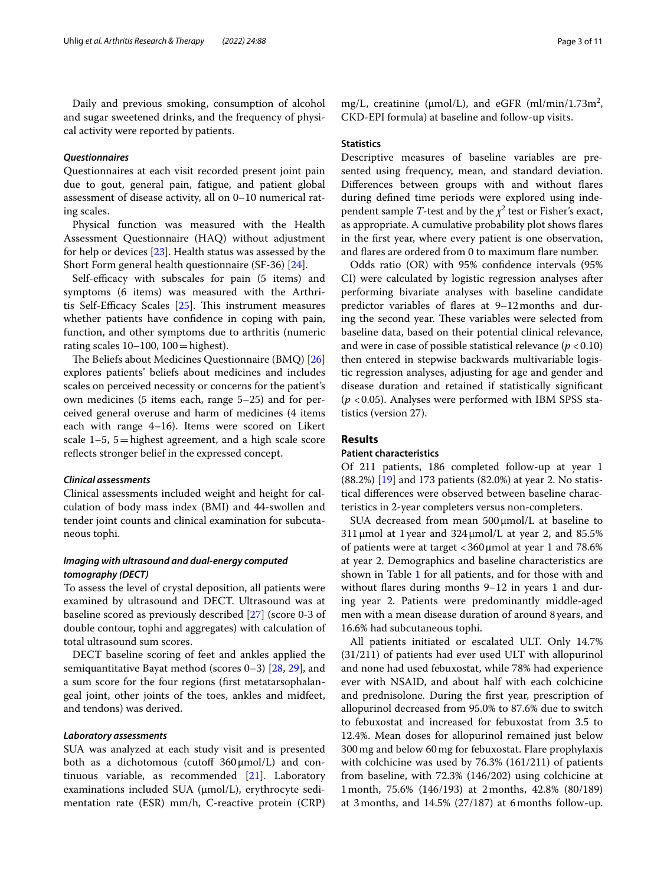Daily and previous smoking, consumption of alcohol and sugar sweetened drinks, and the frequency of physical activity were reported by patients.

### *Questionnaires*

Questionnaires at each visit recorded present joint pain due to gout, general pain, fatigue, and patient global assessment of disease activity, all on 0–10 numerical rating scales.

Physical function was measured with the Health Assessment Questionnaire (HAQ) without adjustment for help or devices [23]. Health status was assessed by the Short Form general health questionnaire (SF-36) [24].

Self-efficacy with subscales for pain (5 items) and symptoms (6 items) was measured with the Arthritis Self-Efficacy Scales [25]. This instrument measures whether patients have confidence in coping with pain, function, and other symptoms due to arthritis (numeric rating scales 10–100, 100 = highest).

The Beliefs about Medicines Questionnaire (BMQ) [26] explores patients' beliefs about medicines and includes scales on perceived necessity or concerns for the patient's own medicines (5 items each, range 5–25) and for perceived general overuse and harm of medicines (4 items each with range 4–16). Items were scored on Likert scale 1–5, 5 = highest agreement, and a high scale score reflects stronger belief in the expressed concept.

### *Clinical assessments*

Clinical assessments included weight and height for calculation of body mass index (BMI) and 44-swollen and tender joint counts and clinical examination for subcutaneous tophi.

### *Imaging with ultrasound and dual-energy computed tomography (DECT)*

To assess the level of crystal deposition, all patients were examined by ultrasound and DECT. Ultrasound was at baseline scored as previously described [27] (score 0-3 of double contour, tophi and aggregates) with calculation of total ultrasound sum scores.

DECT baseline scoring of feet and ankles applied the semiquantitative Bayat method (scores 0–3) [28, 29], and a sum score for the four regions (first metatarsophalangeal joint, other joints of the toes, ankles and midfeet, and tendons) was derived.

### *Laboratory assessments*

SUA was analyzed at each study visit and is presented both as a dichotomous (cutoff 360 μmol/L) and continuous variable, as recommended [21]. Laboratory examinations included SUA (μmol/L), erythrocyte sedimentation rate (ESR) mm/h, C-reactive protein (CRP) mg/L, creatinine (μmol/L), and eGFR (ml/min/1.73m$^2$, CKD-EPI formula) at baseline and follow-up visits.

### **Statistics**

Descriptive measures of baseline variables are presented using frequency, mean, and standard deviation. Differences between groups with and without flares during defined time periods were explored using independent sample *T*-test and by the $\chi^2$ test or Fisher's exact, as appropriate. A cumulative probability plot shows flares in the first year, where every patient is one observation, and flares are ordered from 0 to maximum flare number.

Odds ratio (OR) with 95% confidence intervals (95% CI) were calculated by logistic regression analyses after performing bivariate analyses with baseline candidate predictor variables of flares at 9–12 months and during the second year. These variables were selected from baseline data, based on their potential clinical relevance, and were in case of possible statistical relevance ($p < 0.10$) then entered in stepwise backwards multivariable logistic regression analyses, adjusting for age and gender and disease duration and retained if statistically significant ($p < 0.05$). Analyses were performed with IBM SPSS statistics (version 27).

## **Results**

### **Patient characteristics**

Of 211 patients, 186 completed follow-up at year 1 (88.2%) [19] and 173 patients (82.0%) at year 2. No statistical differences were observed between baseline characteristics in 2-year completers versus non-completers.

SUA decreased from mean 500 μmol/L at baseline to 311 μmol at 1 year and 324 μmol/L at year 2, and 85.5% of patients were at target < 360 μmol at year 1 and 78.6% at year 2. Demographics and baseline characteristics are shown in Table 1 for all patients, and for those with and without flares during months 9–12 in years 1 and during year 2. Patients were predominantly middle-aged men with a mean disease duration of around 8 years, and 16.6% had subcutaneous tophi.

All patients initiated or escalated ULT. Only 14.7% (31/211) of patients had ever used ULT with allopurinol and none had used febuxostat, while 78% had experience ever with NSAID, and about half with each colchicine and prednisolone. During the first year, prescription of allopurinol decreased from 95.0% to 87.6% due to switch to febuxostat and increased for febuxostat from 3.5 to 12.4%. Mean doses for allopurinol remained just below 300 mg and below 60 mg for febuxostat. Flare prophylaxis with colchicine was used by 76.3% (161/211) of patients from baseline, with 72.3% (146/202) using colchicine at 1 month, 75.6% (146/193) at 2 months, 42.8% (80/189) at 3 months, and 14.5% (27/187) at 6 months follow-up.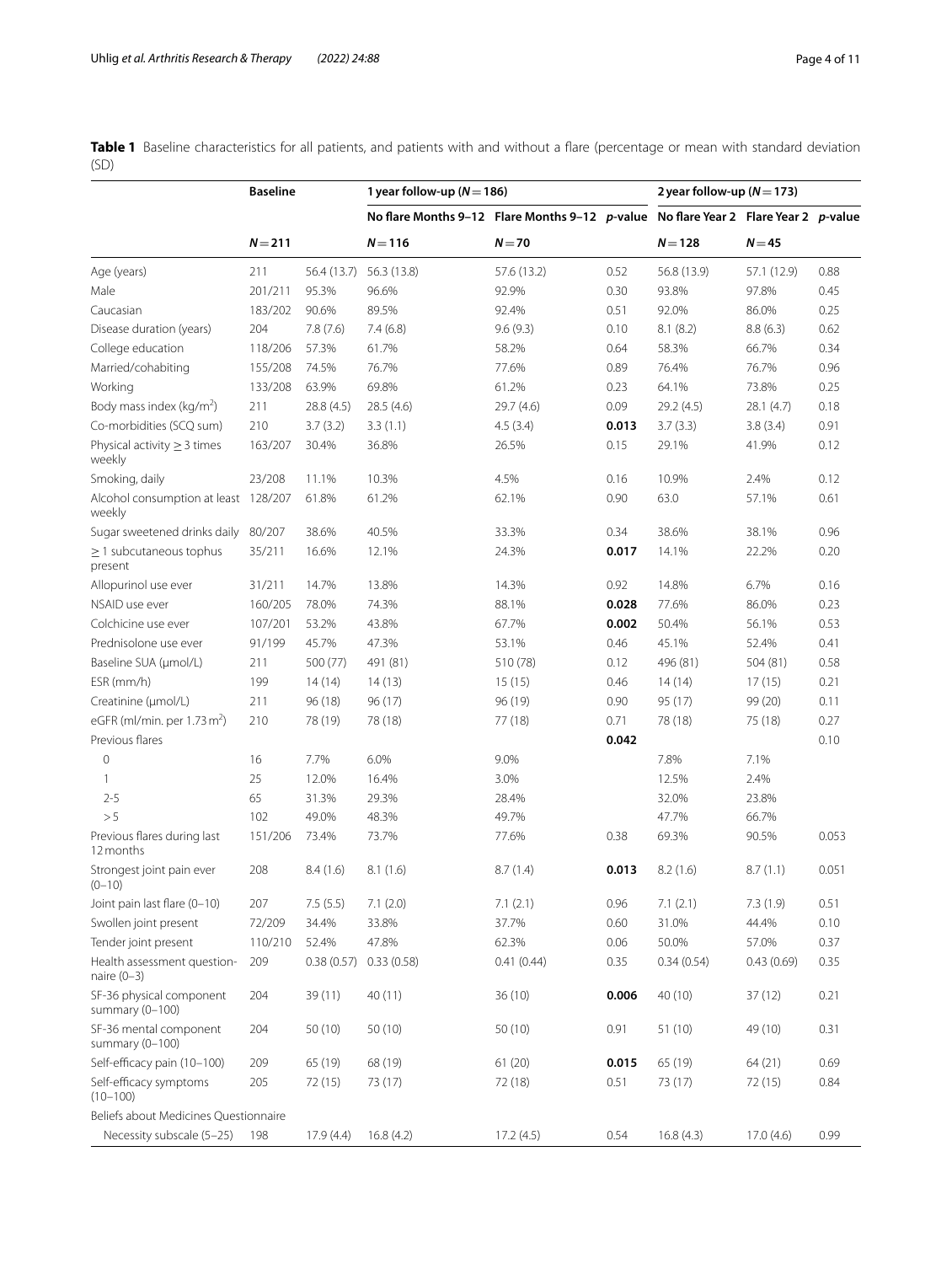**Table 1** Baseline characteristics for all patients, and patients with and without a flare (percentage or mean with standard deviation (SD)

| | Baseline | | 1 year follow-up (*N* = 186) | | | 2 year follow-up (*N* = 173) | | |
|---|---|---|---|---|---|---|---|---|
| | | | No flare Months 9–12 | Flare Months 9–12 | *p*-value | No flare Year 2 | Flare Year 2 | *p*-value |
| | *N* = 211 | | *N* = 116 | *N* = 70 | | *N* = 128 | *N* = 45 | |
| Age (years) | 211 | 56.4 (13.7) | 56.3 (13.8) | 57.6 (13.2) | 0.52 | 56.8 (13.9) | 57.1 (12.9) | 0.88 |
| Male | 201/211 | 95.3% | 96.6% | 92.9% | 0.30 | 93.8% | 97.8% | 0.45 |
| Caucasian | 183/202 | 90.6% | 89.5% | 92.4% | 0.51 | 92.0% | 86.0% | 0.25 |
| Disease duration (years) | 204 | 7.8 (7.6) | 7.4 (6.8) | 9.6 (9.3) | 0.10 | 8.1 (8.2) | 8.8 (6.3) | 0.62 |
| College education | 118/206 | 57.3% | 61.7% | 58.2% | 0.64 | 58.3% | 66.7% | 0.34 |
| Married/cohabiting | 155/208 | 74.5% | 76.7% | 77.6% | 0.89 | 76.4% | 76.7% | 0.96 |
| Working | 133/208 | 63.9% | 69.8% | 61.2% | 0.23 | 64.1% | 73.8% | 0.25 |
| Body mass index (kg/m$^2$) | 211 | 28.8 (4.5) | 28.5 (4.6) | 29.7 (4.6) | 0.09 | 29.2 (4.5) | 28.1 (4.7) | 0.18 |
| Co-morbidities (SCQ sum) | 210 | 3.7 (3.2) | 3.3 (1.1) | 4.5 (3.4) | **0.013** | 3.7 (3.3) | 3.8 (3.4) | 0.91 |
| Physical activity ≥ 3 times weekly | 163/207 | 30.4% | 36.8% | 26.5% | 0.15 | 29.1% | 41.9% | 0.12 |
| Smoking, daily | 23/208 | 11.1% | 10.3% | 4.5% | 0.16 | 10.9% | 2.4% | 0.12 |
| Alcohol consumption at least weekly | 128/207 | 61.8% | 61.2% | 62.1% | 0.90 | 63.0 | 57.1% | 0.61 |
| Sugar sweetened drinks daily | 80/207 | 38.6% | 40.5% | 33.3% | 0.34 | 38.6% | 38.1% | 0.96 |
| ≥ 1 subcutaneous tophus present | 35/211 | 16.6% | 12.1% | 24.3% | **0.017** | 14.1% | 22.2% | 0.20 |
| Allopurinol use ever | 31/211 | 14.7% | 13.8% | 14.3% | 0.92 | 14.8% | 6.7% | 0.16 |
| NSAID use ever | 160/205 | 78.0% | 74.3% | 88.1% | **0.028** | 77.6% | 86.0% | 0.23 |
| Colchicine use ever | 107/201 | 53.2% | 43.8% | 67.7% | **0.002** | 50.4% | 56.1% | 0.53 |
| Prednisolone use ever | 91/199 | 45.7% | 47.3% | 53.1% | 0.46 | 45.1% | 52.4% | 0.41 |
| Baseline SUA (μmol/L) | 211 | 500 (77) | 491 (81) | 510 (78) | 0.12 | 496 (81) | 504 (81) | 0.58 |
| ESR (mm/h) | 199 | 14 (14) | 14 (13) | 15 (15) | 0.46 | 14 (14) | 17 (15) | 0.21 |
| Creatinine (μmol/L) | 211 | 96 (18) | 96 (17) | 96 (19) | 0.90 | 95 (17) | 99 (20) | 0.11 |
| eGFR (ml/min. per 1.73 m$^2$) | 210 | 78 (19) | 78 (18) | 77 (18) | 0.71 | 78 (18) | 75 (18) | 0.27 |
| Previous flares | | | | | **0.042** | | | 0.10 |
| 0 | 16 | 7.7% | 6.0% | 9.0% | | 7.8% | 7.1% | |
| 1 | 25 | 12.0% | 16.4% | 3.0% | | 12.5% | 2.4% | |
| 2-5 | 65 | 31.3% | 29.3% | 28.4% | | 32.0% | 23.8% | |
| > 5 | 102 | 49.0% | 48.3% | 49.7% | | 47.7% | 66.7% | |
| Previous flares during last 12 months | 151/206 | 73.4% | 73.7% | 77.6% | 0.38 | 69.3% | 90.5% | 0.053 |
| Strongest joint pain ever (0–10) | 208 | 8.4 (1.6) | 8.1 (1.6) | 8.7 (1.4) | **0.013** | 8.2 (1.6) | 8.7 (1.1) | 0.051 |
| Joint pain last flare (0–10) | 207 | 7.5 (5.5) | 7.1 (2.0) | 7.1 (2.1) | 0.96 | 7.1 (2.1) | 7.3 (1.9) | 0.51 |
| Swollen joint present | 72/209 | 34.4% | 33.8% | 37.7% | 0.60 | 31.0% | 44.4% | 0.10 |
| Tender joint present | 110/210 | 52.4% | 47.8% | 62.3% | 0.06 | 50.0% | 57.0% | 0.37 |
| Health assessment questionnaire (0–3) | 209 | 0.38 (0.57) | 0.33 (0.58) | 0.41 (0.44) | 0.35 | 0.34 (0.54) | 0.43 (0.69) | 0.35 |
| SF-36 physical component summary (0–100) | 204 | 39 (11) | 40 (11) | 36 (10) | **0.006** | 40 (10) | 37 (12) | 0.21 |
| SF-36 mental component summary (0–100) | 204 | 50 (10) | 50 (10) | 50 (10) | 0.91 | 51 (10) | 49 (10) | 0.31 |
| Self-efficacy pain (10–100) | 209 | 65 (19) | 68 (19) | 61 (20) | **0.015** | 65 (19) | 64 (21) | 0.69 |
| Self-efficacy symptoms (10–100) | 205 | 72 (15) | 73 (17) | 72 (18) | 0.51 | 73 (17) | 72 (15) | 0.84 |
| Beliefs about Medicines Questionnaire | | | | | | | | |
| Necessity subscale (5–25) | 198 | 17.9 (4.4) | 16.8 (4.2) | 17.2 (4.5) | 0.54 | 16.8 (4.3) | 17.0 (4.6) | 0.99 |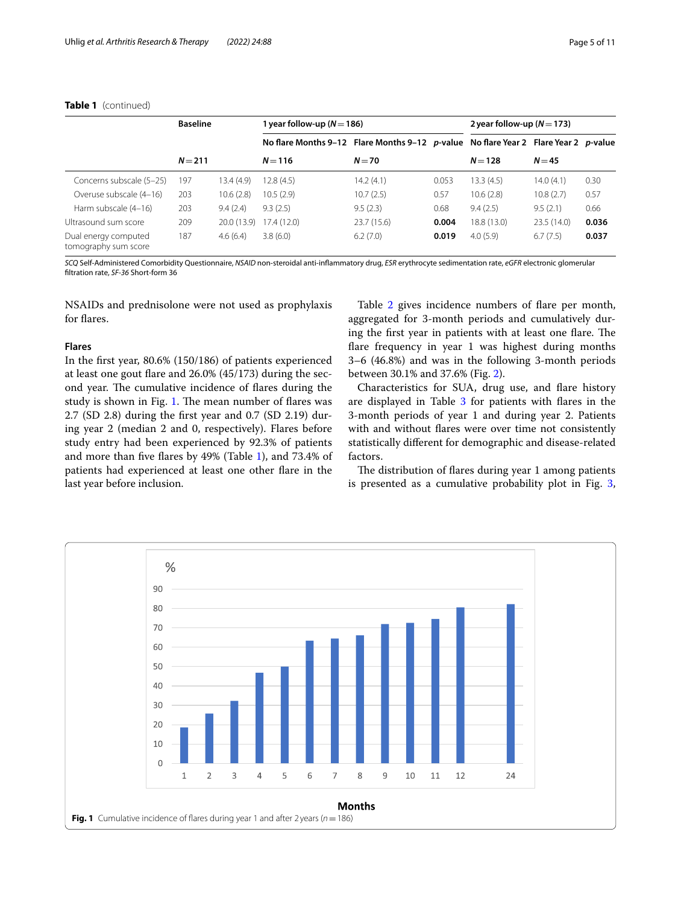**Table 1** (continued)

| | Baseline | | 1 year follow-up (N = 186) | | | 2 year follow-up (N = 173) | | |
|---|---|---|---|---|---|---|---|---|
| | | | No flare Months 9–12 | Flare Months 9–12 | *p*-value | No flare Year 2 | Flare Year 2 | *p*-value |
| | N = 211 | | N = 116 | N = 70 | | N = 128 | N = 45 | |
| Concerns subscale (5–25) | 197 | 13.4 (4.9) | 12.8 (4.5) | 14.2 (4.1) | 0.053 | 13.3 (4.5) | 14.0 (4.1) | 0.30 |
| Overuse subscale (4–16) | 203 | 10.6 (2.8) | 10.5 (2.9) | 10.7 (2.5) | 0.57 | 10.6 (2.8) | 10.8 (2.7) | 0.57 |
| Harm subscale (4–16) | 203 | 9.4 (2.4) | 9.3 (2.5) | 9.5 (2.3) | 0.68 | 9.4 (2.5) | 9.5 (2.1) | 0.66 |
| Ultrasound sum score | 209 | 20.0 (13.9) | 17.4 (12.0) | 23.7 (15.6) | **0.004** | 18.8 (13.0) | 23.5 (14.0) | **0.036** |
| Dual energy computed tomography sum score | 187 | 4.6 (6.4) | 3.8 (6.0) | 6.2 (7.0) | **0.019** | 4.0 (5.9) | 6.7 (7.5) | **0.037** |

*SCQ* Self-Administered Comorbidity Questionnaire, *NSAID* non-steroidal anti-inflammatory drug, *ESR* erythrocyte sedimentation rate, *eGFR* electronic glomerular filtration rate, *SF-36* Short-form 36

NSAIDs and prednisolone were not used as prophylaxis for flares.

### Flares

In the first year, 80.6% (150/186) of patients experienced at least one gout flare and 26.0% (45/173) during the second year. The cumulative incidence of flares during the study is shown in Fig. 1. The mean number of flares was 2.7 (SD 2.8) during the first year and 0.7 (SD 2.19) during year 2 (median 2 and 0, respectively). Flares before study entry had been experienced by 92.3% of patients and more than five flares by 49% (Table 1), and 73.4% of patients had experienced at least one other flare in the last year before inclusion.

Table 2 gives incidence numbers of flare per month, aggregated for 3-month periods and cumulatively during the first year in patients with at least one flare. The flare frequency in year 1 was highest during months 3–6 (46.8%) and was in the following 3-month periods between 30.1% and 37.6% (Fig. 2).

Characteristics for SUA, drug use, and flare history are displayed in Table 3 for patients with flares in the 3-month periods of year 1 and during year 2. Patients with and without flares were over time not consistently statistically different for demographic and disease-related factors.

The distribution of flares during year 1 among patients is presented as a cumulative probability plot in Fig. 3,

**Fig. 1** Cumulative incidence of flares during year 1 and after 2 years (*n* = 186)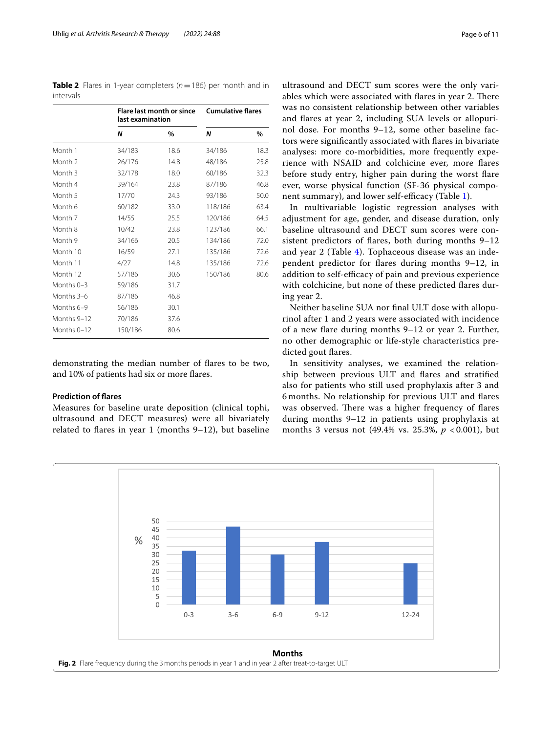**Table 2** Flares in 1-year completers ($n=186$) per month and in intervals

| | Flare last month or since last examination | | Cumulative flares | |
|---|---|---|---|---|
| | *N* | % | *N* | % |
| Month 1 | 34/183 | 18.6 | 34/186 | 18.3 |
| Month 2 | 26/176 | 14.8 | 48/186 | 25.8 |
| Month 3 | 32/178 | 18.0 | 60/186 | 32.3 |
| Month 4 | 39/164 | 23.8 | 87/186 | 46.8 |
| Month 5 | 17/70 | 24.3 | 93/186 | 50.0 |
| Month 6 | 60/182 | 33.0 | 118/186 | 63.4 |
| Month 7 | 14/55 | 25.5 | 120/186 | 64.5 |
| Month 8 | 10/42 | 23.8 | 123/186 | 66.1 |
| Month 9 | 34/166 | 20.5 | 134/186 | 72.0 |
| Month 10 | 16/59 | 27.1 | 135/186 | 72.6 |
| Month 11 | 4/27 | 14.8 | 135/186 | 72.6 |
| Month 12 | 57/186 | 30.6 | 150/186 | 80.6 |
| Months 0–3 | 59/186 | 31.7 | | |
| Months 3–6 | 87/186 | 46.8 | | |
| Months 6–9 | 56/186 | 30.1 | | |
| Months 9–12 | 70/186 | 37.6 | | |
| Months 0–12 | 150/186 | 80.6 | | |

demonstrating the median number of flares to be two, and 10% of patients had six or more flares.

### Prediction of flares

Measures for baseline urate deposition (clinical tophi, ultrasound and DECT measures) were all bivariately related to flares in year 1 (months 9–12), but baseline ultrasound and DECT sum scores were the only variables which were associated with flares in year 2. There was no consistent relationship between other variables and flares at year 2, including SUA levels or allopurinol dose. For months 9–12, some other baseline factors were significantly associated with flares in bivariate analyses: more co-morbidities, more frequently experience with NSAID and colchicine ever, more flares before study entry, higher pain during the worst flare ever, worse physical function (SF-36 physical component summary), and lower self-efficacy (Table 1).

In multivariable logistic regression analyses with adjustment for age, gender, and disease duration, only baseline ultrasound and DECT sum scores were consistent predictors of flares, both during months 9–12 and year 2 (Table 4). Tophaceous disease was an independent predictor for flares during months 9–12, in addition to self-efficacy of pain and previous experience with colchicine, but none of these predicted flares during year 2.

Neither baseline SUA nor final ULT dose with allopurinol after 1 and 2 years were associated with incidence of a new flare during months 9–12 or year 2. Further, no other demographic or life-style characteristics predicted gout flares.

In sensitivity analyses, we examined the relationship between previous ULT and flares and stratified also for patients who still used prophylaxis after 3 and 6 months. No relationship for previous ULT and flares was observed. There was a higher frequency of flares during months 9–12 in patients using prophylaxis at months 3 versus not (49.4% vs. 25.3%, $p<0.001$), but

**Fig. 2** Flare frequency during the 3 months periods in year 1 and in year 2 after treat-to-target ULT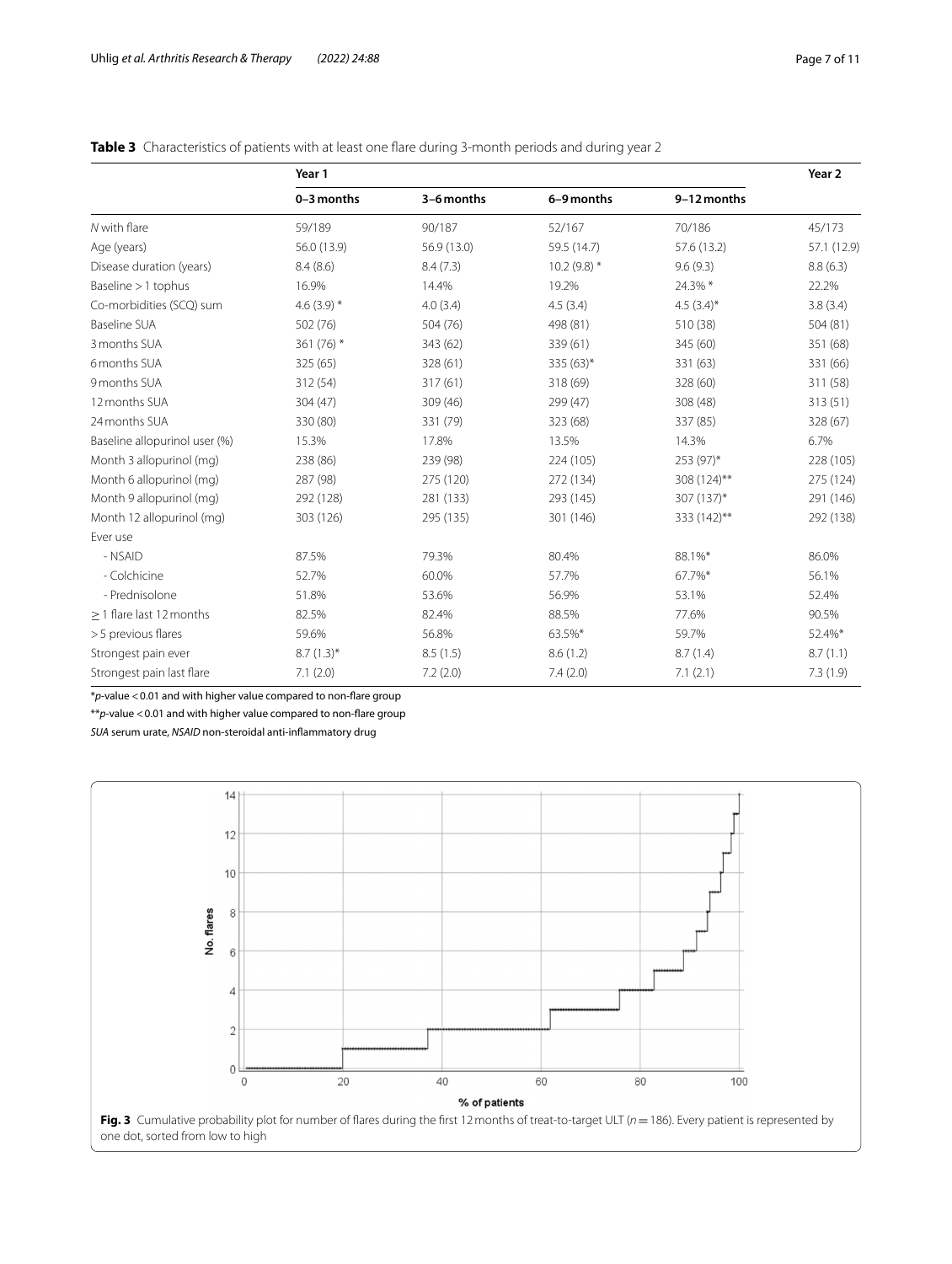**Table 3** Characteristics of patients with at least one flare during 3-month periods and during year 2

| | Year 1 | | | | Year 2 |
|---|---|---|---|---|---|
| | 0–3 months | 3–6 months | 6–9 months | 9–12 months | |
| *N* with flare | 59/189 | 90/187 | 52/167 | 70/186 | 45/173 |
| Age (years) | 56.0 (13.9) | 56.9 (13.0) | 59.5 (14.7) | 57.6 (13.2) | 57.1 (12.9) |
| Disease duration (years) | 8.4 (8.6) | 8.4 (7.3) | 10.2 (9.8) * | 9.6 (9.3) | 8.8 (6.3) |
| Baseline > 1 tophus | 16.9% | 14.4% | 19.2% | 24.3% * | 22.2% |
| Co-morbidities (SCQ) sum | 4.6 (3.9) * | 4.0 (3.4) | 4.5 (3.4) | 4.5 (3.4)* | 3.8 (3.4) |
| Baseline SUA | 502 (76) | 504 (76) | 498 (81) | 510 (38) | 504 (81) |
| 3 months SUA | 361 (76) * | 343 (62) | 339 (61) | 345 (60) | 351 (68) |
| 6 months SUA | 325 (65) | 328 (61) | 335 (63)* | 331 (63) | 331 (66) |
| 9 months SUA | 312 (54) | 317 (61) | 318 (69) | 328 (60) | 311 (58) |
| 12 months SUA | 304 (47) | 309 (46) | 299 (47) | 308 (48) | 313 (51) |
| 24 months SUA | 330 (80) | 331 (79) | 323 (68) | 337 (85) | 328 (67) |
| Baseline allopurinol user (%) | 15.3% | 17.8% | 13.5% | 14.3% | 6.7% |
| Month 3 allopurinol (mg) | 238 (86) | 239 (98) | 224 (105) | 253 (97)* | 228 (105) |
| Month 6 allopurinol (mg) | 287 (98) | 275 (120) | 272 (134) | 308 (124)** | 275 (124) |
| Month 9 allopurinol (mg) | 292 (128) | 281 (133) | 293 (145) | 307 (137)* | 291 (146) |
| Month 12 allopurinol (mg) | 303 (126) | 295 (135) | 301 (146) | 333 (142)** | 292 (138) |
| Ever use | | | | | |
| - NSAID | 87.5% | 79.3% | 80.4% | 88.1%* | 86.0% |
| - Colchicine | 52.7% | 60.0% | 57.7% | 67.7%* | 56.1% |
| - Prednisolone | 51.8% | 53.6% | 56.9% | 53.1% | 52.4% |
| ≥ 1 flare last 12 months | 82.5% | 82.4% | 88.5% | 77.6% | 90.5% |
| > 5 previous flares | 59.6% | 56.8% | 63.5%* | 59.7% | 52.4%* |
| Strongest pain ever | 8.7 (1.3)* | 8.5 (1.5) | 8.6 (1.2) | 8.7 (1.4) | 8.7 (1.1) |
| Strongest pain last flare | 7.1 (2.0) | 7.2 (2.0) | 7.4 (2.0) | 7.1 (2.1) | 7.3 (1.9) |

*$p$-value < 0.01 and with higher value compared to non-flare group

**$p$-value < 0.01 and with higher value compared to non-flare group

*SUA* serum urate, *NSAID* non-steroidal anti-inflammatory drug

**Fig. 3** Cumulative probability plot for number of flares during the first 12 months of treat-to-target ULT ($n = 186$). Every patient is represented by one dot, sorted from low to high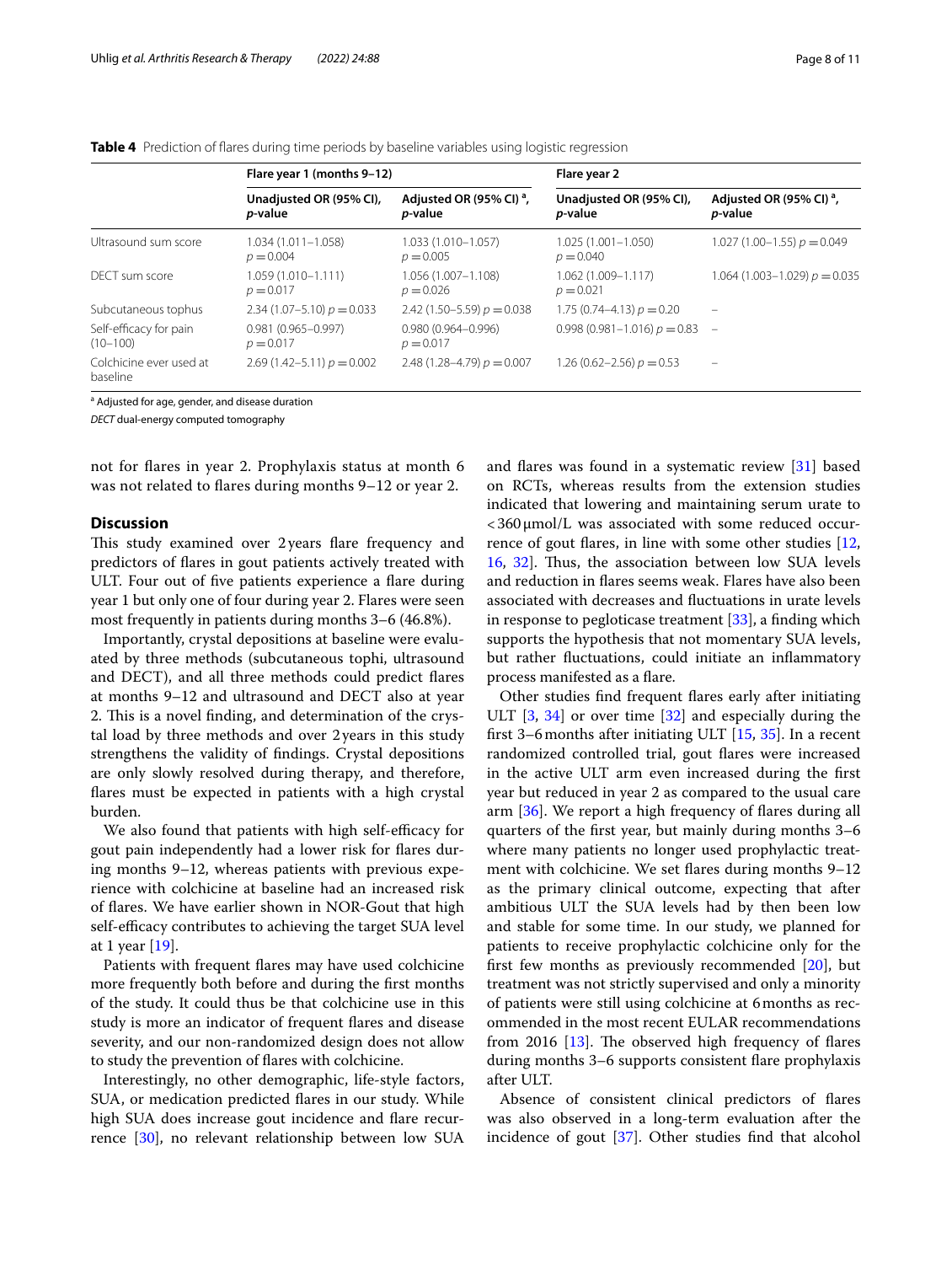**Table 4** Prediction of flares during time periods by baseline variables using logistic regression

| | Flare year 1 (months 9–12) | | Flare year 2 | |
|---|---|---|---|---|
| | Unadjusted OR (95% CI), *p*-value | Adjusted OR (95% CI) [a], *p*-value | Unadjusted OR (95% CI), *p*-value | Adjusted OR (95% CI) [a], *p*-value |
| Ultrasound sum score | 1.034 (1.011–1.058) $p = 0.004$ | 1.033 (1.010–1.057) $p = 0.005$ | 1.025 (1.001–1.050) $p = 0.040$ | 1.027 (1.00–1.55) $p = 0.049$ |
| DECT sum score | 1.059 (1.010–1.111) $p = 0.017$ | 1.056 (1.007–1.108) $p = 0.026$ | 1.062 (1.009–1.117) $p = 0.021$ | 1.064 (1.003–1.029) $p = 0.035$ |
| Subcutaneous tophus | 2.34 (1.07–5.10) $p = 0.033$ | 2.42 (1.50–5.59) $p = 0.038$ | 1.75 (0.74–4.13) $p = 0.20$ | – |
| Self-efficacy for pain (10–100) | 0.981 (0.965–0.997) $p = 0.017$ | 0.980 (0.964–0.996) $p = 0.017$ | 0.998 (0.981–1.016) $p = 0.83$ | – |
| Colchicine ever used at baseline | 2.69 (1.42–5.11) $p = 0.002$ | 2.48 (1.28–4.79) $p = 0.007$ | 1.26 (0.62–2.56) $p = 0.53$ | – |

[a] Adjusted for age, gender, and disease duration

*DECT* dual-energy computed tomography

not for flares in year 2. Prophylaxis status at month 6 was not related to flares during months 9–12 or year 2.

## Discussion

This study examined over 2 years flare frequency and predictors of flares in gout patients actively treated with ULT. Four out of five patients experience a flare during year 1 but only one of four during year 2. Flares were seen most frequently in patients during months 3–6 (46.8%).

Importantly, crystal depositions at baseline were evaluated by three methods (subcutaneous tophi, ultrasound and DECT), and all three methods could predict flares at months 9–12 and ultrasound and DECT also at year 2. This is a novel finding, and determination of the crystal load by three methods and over 2 years in this study strengthens the validity of findings. Crystal depositions are only slowly resolved during therapy, and therefore, flares must be expected in patients with a high crystal burden.

We also found that patients with high self-efficacy for gout pain independently had a lower risk for flares during months 9–12, whereas patients with previous experience with colchicine at baseline had an increased risk of flares. We have earlier shown in NOR-Gout that high self-efficacy contributes to achieving the target SUA level at 1 year [19].

Patients with frequent flares may have used colchicine more frequently both before and during the first months of the study. It could thus be that colchicine use in this study is more an indicator of frequent flares and disease severity, and our non-randomized design does not allow to study the prevention of flares with colchicine.

Interestingly, no other demographic, life-style factors, SUA, or medication predicted flares in our study. While high SUA does increase gout incidence and flare recurrence [30], no relevant relationship between low SUA and flares was found in a systematic review [31] based on RCTs, whereas results from the extension studies indicated that lowering and maintaining serum urate to <360 μmol/L was associated with some reduced occurrence of gout flares, in line with some other studies [12, 16, 32]. Thus, the association between low SUA levels and reduction in flares seems weak. Flares have also been associated with decreases and fluctuations in urate levels in response to pegloticase treatment [33], a finding which supports the hypothesis that not momentary SUA levels, but rather fluctuations, could initiate an inflammatory process manifested as a flare.

Other studies find frequent flares early after initiating ULT [3, 34] or over time [32] and especially during the first 3–6 months after initiating ULT [15, 35]. In a recent randomized controlled trial, gout flares were increased in the active ULT arm even increased during the first year but reduced in year 2 as compared to the usual care arm [36]. We report a high frequency of flares during all quarters of the first year, but mainly during months 3–6 where many patients no longer used prophylactic treatment with colchicine. We set flares during months 9–12 as the primary clinical outcome, expecting that after ambitious ULT the SUA levels had by then been low and stable for some time. In our study, we planned for patients to receive prophylactic colchicine only for the first few months as previously recommended [20], but treatment was not strictly supervised and only a minority of patients were still using colchicine at 6 months as recommended in the most recent EULAR recommendations from 2016 [13]. The observed high frequency of flares during months 3–6 supports consistent flare prophylaxis after ULT.

Absence of consistent clinical predictors of flares was also observed in a long-term evaluation after the incidence of gout [37]. Other studies find that alcohol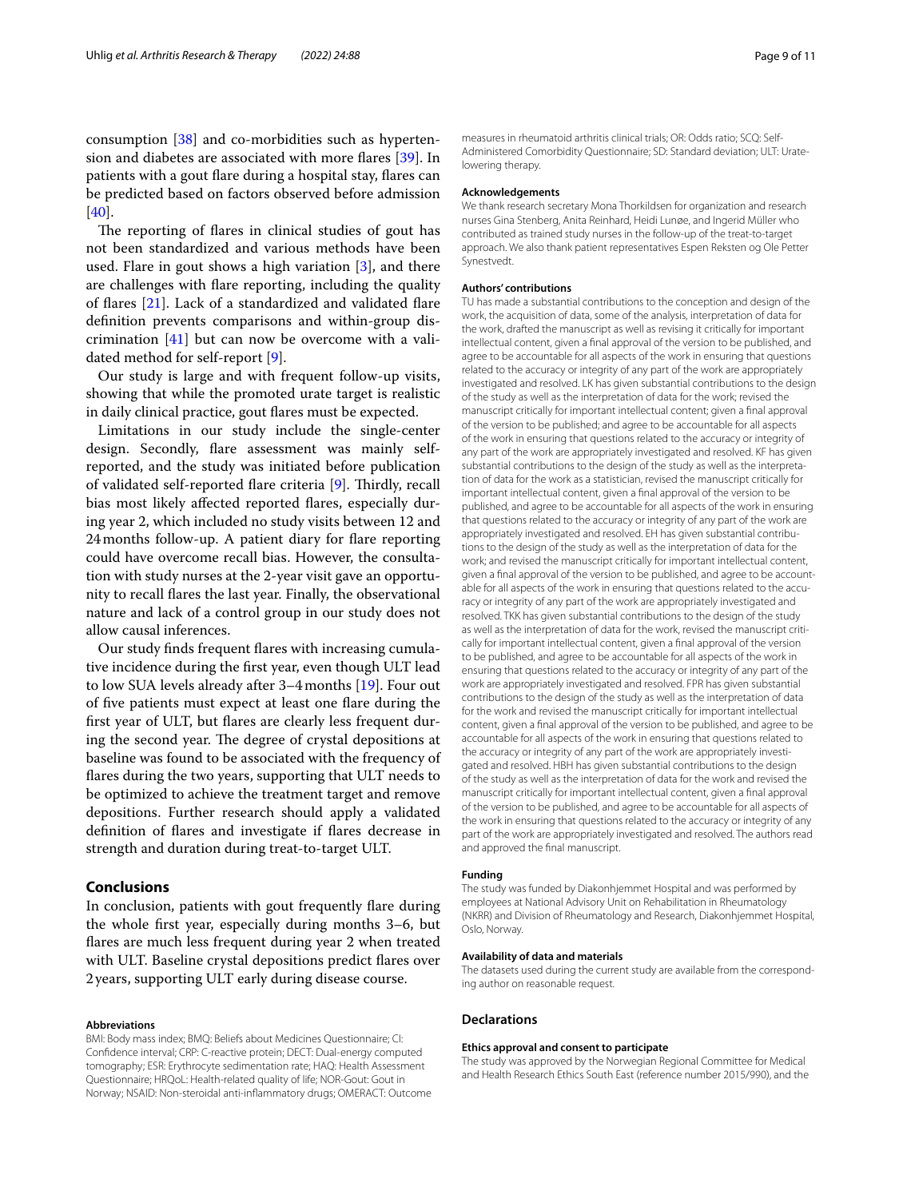consumption [38] and co-morbidities such as hypertension and diabetes are associated with more flares [39]. In patients with a gout flare during a hospital stay, flares can be predicted based on factors observed before admission [40].

The reporting of flares in clinical studies of gout has not been standardized and various methods have been used. Flare in gout shows a high variation [3], and there are challenges with flare reporting, including the quality of flares [21]. Lack of a standardized and validated flare definition prevents comparisons and within-group discrimination [41] but can now be overcome with a validated method for self-report [9].

Our study is large and with frequent follow-up visits, showing that while the promoted urate target is realistic in daily clinical practice, gout flares must be expected.

Limitations in our study include the single-center design. Secondly, flare assessment was mainly self-reported, and the study was initiated before publication of validated self-reported flare criteria [9]. Thirdly, recall bias most likely affected reported flares, especially during year 2, which included no study visits between 12 and 24 months follow-up. A patient diary for flare reporting could have overcome recall bias. However, the consultation with study nurses at the 2-year visit gave an opportunity to recall flares the last year. Finally, the observational nature and lack of a control group in our study does not allow causal inferences.

Our study finds frequent flares with increasing cumulative incidence during the first year, even though ULT lead to low SUA levels already after 3–4 months [19]. Four out of five patients must expect at least one flare during the first year of ULT, but flares are clearly less frequent during the second year. The degree of crystal depositions at baseline was found to be associated with the frequency of flares during the two years, supporting that ULT needs to be optimized to achieve the treatment target and remove depositions. Further research should apply a validated definition of flares and investigate if flares decrease in strength and duration during treat-to-target ULT.

## Conclusions

In conclusion, patients with gout frequently flare during the whole first year, especially during months 3–6, but flares are much less frequent during year 2 when treated with ULT. Baseline crystal depositions predict flares over 2 years, supporting ULT early during disease course.

#### Abbreviations

BMI: Body mass index; BMQ: Beliefs about Medicines Questionnaire; CI: Confidence interval; CRP: C-reactive protein; DECT: Dual-energy computed tomography; ESR: Erythrocyte sedimentation rate; HAQ: Health Assessment Questionnaire; HRQoL: Health-related quality of life; NOR-Gout: Gout in Norway; NSAID: Non-steroidal anti-inflammatory drugs; OMERACT: Outcome measures in rheumatoid arthritis clinical trials; OR: Odds ratio; SCQ: Self-Administered Comorbidity Questionnaire; SD: Standard deviation; ULT: Urate-lowering therapy.

#### Acknowledgements

We thank research secretary Mona Thorkildsen for organization and research nurses Gina Stenberg, Anita Reinhard, Heidi Lunøe, and Ingerid Müller who contributed as trained study nurses in the follow-up of the treat-to-target approach. We also thank patient representatives Espen Reksten og Ole Petter Synestvedt.

#### Authors' contributions

TU has made a substantial contributions to the conception and design of the work, the acquisition of data, some of the analysis, interpretation of data for the work, drafted the manuscript as well as revising it critically for important intellectual content, given a final approval of the version to be published, and agree to be accountable for all aspects of the work in ensuring that questions related to the accuracy or integrity of any part of the work are appropriately investigated and resolved. LK has given substantial contributions to the design of the study as well as the interpretation of data for the work; revised the manuscript critically for important intellectual content; given a final approval of the version to be published; and agree to be accountable for all aspects of the work in ensuring that questions related to the accuracy or integrity of any part of the work are appropriately investigated and resolved. KF has given substantial contributions to the design of the study as well as the interpretation of data for the work as a statistician, revised the manuscript critically for important intellectual content, given a final approval of the version to be published, and agree to be accountable for all aspects of the work in ensuring that questions related to the accuracy or integrity of any part of the work are appropriately investigated and resolved. EH has given substantial contributions to the design of the study as well as the interpretation of data for the work; and revised the manuscript critically for important intellectual content, given a final approval of the version to be published, and agree to be accountable for all aspects of the work in ensuring that questions related to the accuracy or integrity of any part of the work are appropriately investigated and resolved. TKK has given substantial contributions to the design of the study as well as the interpretation of data for the work, revised the manuscript critically for important intellectual content, given a final approval of the version to be published, and agree to be accountable for all aspects of the work in ensuring that questions related to the accuracy or integrity of any part of the work are appropriately investigated and resolved. FPR has given substantial contributions to the design of the study as well as the interpretation of data for the work and revised the manuscript critically for important intellectual content, given a final approval of the version to be published, and agree to be accountable for all aspects of the work in ensuring that questions related to the accuracy or integrity of any part of the work are appropriately investigated and resolved. HBH has given substantial contributions to the design of the study as well as the interpretation of data for the work and revised the manuscript critically for important intellectual content, given a final approval of the version to be published, and agree to be accountable for all aspects of the work in ensuring that questions related to the accuracy or integrity of any part of the work are appropriately investigated and resolved. The authors read and approved the final manuscript.

#### Funding

The study was funded by Diakonhjemmet Hospital and was performed by employees at National Advisory Unit on Rehabilitation in Rheumatology (NKRR) and Division of Rheumatology and Research, Diakonhjemmet Hospital, Oslo, Norway.

#### Availability of data and materials

The datasets used during the current study are available from the corresponding author on reasonable request.

### Declarations

#### Ethics approval and consent to participate

The study was approved by the Norwegian Regional Committee for Medical and Health Research Ethics South East (reference number 2015/990), and the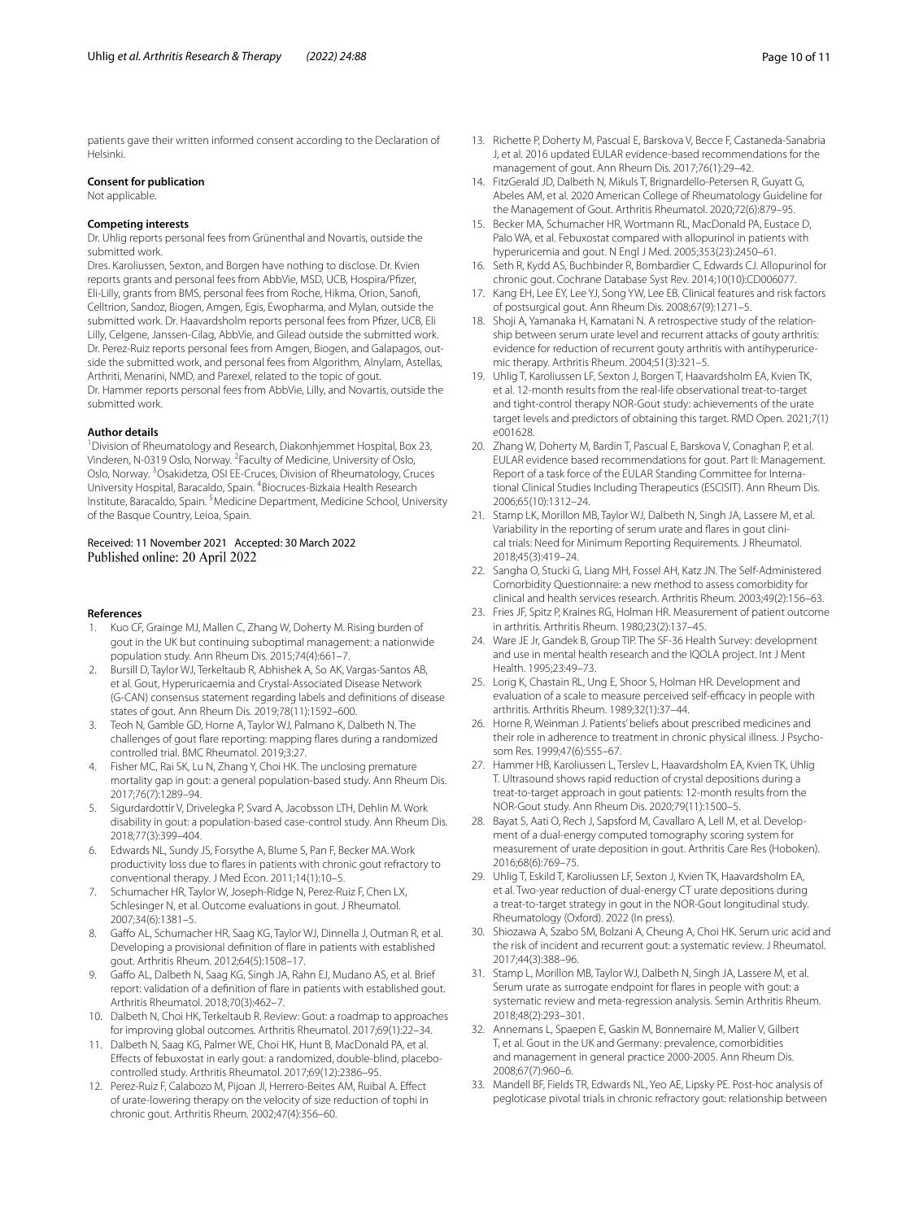patients gave their written informed consent according to the Declaration of Helsinki.

### Consent for publication

Not applicable.

### Competing interests

Dr. Uhlig reports personal fees from Grünenthal and Novartis, outside the submitted work.

Dres. Karoliussen, Sexton, and Borgen have nothing to disclose. Dr. Kvien reports grants and personal fees from AbbVie, MSD, UCB, Hospira/Pfizer, Eli-Lilly, grants from BMS, personal fees from Roche, Hikma, Orion, Sanofi, Celltrion, Sandoz, Biogen, Amgen, Egis, Ewopharma, and Mylan, outside the submitted work. Dr. Haavardsholm reports personal fees from Pfizer, UCB, Eli Lilly, Celgene, Janssen-Cilag, AbbVie, and Gilead outside the submitted work. Dr. Perez-Ruiz reports personal fees from Amgen, Biogen, and Galapagos, outside the submitted work, and personal fees from Algorithm, Alnylam, Astellas, Arthriti, Menarini, NMD, and Parexel, related to the topic of gout. Dr. Hammer reports personal fees from AbbVie, Lilly, and Novartis, outside the submitted work.

### Author details

[1]Division of Rheumatology and Research, Diakonhjemmet Hospital, Box 23, Vinderen, N-0319 Oslo, Norway. [2]Faculty of Medicine, University of Oslo, Oslo, Norway. [3]Osakidetza, OSI EE-Cruces, Division of Rheumatology, Cruces University Hospital, Baracaldo, Spain. [4]Biocruces-Bizkaia Health Research Institute, Baracaldo, Spain. [5]Medicine Department, Medicine School, University of the Basque Country, Leioa, Spain.

Received: 11 November 2021 Accepted: 30 March 2022
Published online: 20 April 2022

### References

1. Kuo CF, Grainge MJ, Mallen C, Zhang W, Doherty M. Rising burden of gout in the UK but continuing suboptimal management: a nationwide population study. Ann Rheum Dis. 2015;74(4):661–7.
2. Bursill D, Taylor WJ, Terkeltaub R, Abhishek A, So AK, Vargas-Santos AB, et al. Gout, Hyperuricaemia and Crystal-Associated Disease Network (G-CAN) consensus statement regarding labels and definitions of disease states of gout. Ann Rheum Dis. 2019;78(11):1592–600.
3. Teoh N, Gamble GD, Horne A, Taylor WJ, Palmano K, Dalbeth N. The challenges of gout flare reporting: mapping flares during a randomized controlled trial. BMC Rheumatol. 2019;3:27.
4. Fisher MC, Rai SK, Lu N, Zhang Y, Choi HK. The unclosing premature mortality gap in gout: a general population-based study. Ann Rheum Dis. 2017;76(7):1289–94.
5. Sigurdardottir V, Drivelegka P, Svard A, Jacobsson LTH, Dehlin M. Work disability in gout: a population-based case-control study. Ann Rheum Dis. 2018;77(3):399–404.
6. Edwards NL, Sundy JS, Forsythe A, Blume S, Pan F, Becker MA. Work productivity loss due to flares in patients with chronic gout refractory to conventional therapy. J Med Econ. 2011;14(1):10–5.
7. Schumacher HR, Taylor W, Joseph-Ridge N, Perez-Ruiz F, Chen LX, Schlesinger N, et al. Outcome evaluations in gout. J Rheumatol. 2007;34(6):1381–5.
8. Gaffo AL, Schumacher HR, Saag KG, Taylor WJ, Dinnella J, Outman R, et al. Developing a provisional definition of flare in patients with established gout. Arthritis Rheum. 2012;64(5):1508–17.
9. Gaffo AL, Dalbeth N, Saag KG, Singh JA, Rahn EJ, Mudano AS, et al. Brief report: validation of a definition of flare in patients with established gout. Arthritis Rheumatol. 2018;70(3):462–7.
10. Dalbeth N, Choi HK, Terkeltaub R. Review: Gout: a roadmap to approaches for improving global outcomes. Arthritis Rheumatol. 2017;69(1):22–34.
11. Dalbeth N, Saag KG, Palmer WE, Choi HK, Hunt B, MacDonald PA, et al. Effects of febuxostat in early gout: a randomized, double-blind, placebo-controlled study. Arthritis Rheumatol. 2017;69(12):2386–95.
12. Perez-Ruiz F, Calabozo M, Pijoan JI, Herrero-Beites AM, Ruibal A. Effect of urate-lowering therapy on the velocity of size reduction of tophi in chronic gout. Arthritis Rheum. 2002;47(4):356–60.
13. Richette P, Doherty M, Pascual E, Barskova V, Becce F, Castaneda-Sanabria J, et al. 2016 updated EULAR evidence-based recommendations for the management of gout. Ann Rheum Dis. 2017;76(1):29–42.
14. FitzGerald JD, Dalbeth N, Mikuls T, Brignardello-Petersen R, Guyatt G, Abeles AM, et al. 2020 American College of Rheumatology Guideline for the Management of Gout. Arthritis Rheumatol. 2020;72(6):879–95.
15. Becker MA, Schumacher HR, Wortmann RL, MacDonald PA, Eustace D, Palo WA, et al. Febuxostat compared with allopurinol in patients with hyperuricemia and gout. N Engl J Med. 2005;353(23):2450–61.
16. Seth R, Kydd AS, Buchbinder R, Bombardier C, Edwards CJ. Allopurinol for chronic gout. Cochrane Database Syst Rev. 2014;10(10):CD006077.
17. Kang EH, Lee EY, Lee YJ, Song YW, Lee EB. Clinical features and risk factors of postsurgical gout. Ann Rheum Dis. 2008;67(9):1271–5.
18. Shoji A, Yamanaka H, Kamatani N. A retrospective study of the relationship between serum urate level and recurrent attacks of gouty arthritis: evidence for reduction of recurrent gouty arthritis with antihyperuricemic therapy. Arthritis Rheum. 2004;51(3):321–5.
19. Uhlig T, Karoliussen LF, Sexton J, Borgen T, Haavardsholm EA, Kvien TK, et al. 12-month results from the real-life observational treat-to-target and tight-control therapy NOR-Gout study: achievements of the urate target levels and predictors of obtaining this target. RMD Open. 2021;7(1) e001628.
20. Zhang W, Doherty M, Bardin T, Pascual E, Barskova V, Conaghan P, et al. EULAR evidence based recommendations for gout. Part II: Management. Report of a task force of the EULAR Standing Committee for International Clinical Studies Including Therapeutics (ESCISIT). Ann Rheum Dis. 2006;65(10):1312–24.
21. Stamp LK, Morillon MB, Taylor WJ, Dalbeth N, Singh JA, Lassere M, et al. Variability in the reporting of serum urate and flares in gout clinical trials: Need for Minimum Reporting Requirements. J Rheumatol. 2018;45(3):419–24.
22. Sangha O, Stucki G, Liang MH, Fossel AH, Katz JN. The Self-Administered Comorbidity Questionnaire: a new method to assess comorbidity for clinical and health services research. Arthritis Rheum. 2003;49(2):156–63.
23. Fries JF, Spitz P, Kraines RG, Holman HR. Measurement of patient outcome in arthritis. Arthritis Rheum. 1980;23(2):137–45.
24. Ware JE Jr, Gandek B, Group TIP. The SF-36 Health Survey: development and use in mental health research and the IQOLA project. Int J Ment Health. 1995;23:49–73.
25. Lorig K, Chastain RL, Ung E, Shoor S, Holman HR. Development and evaluation of a scale to measure perceived self-efficacy in people with arthritis. Arthritis Rheum. 1989;32(1):37–44.
26. Horne R, Weinman J. Patients' beliefs about prescribed medicines and their role in adherence to treatment in chronic physical illness. J Psychosom Res. 1999;47(6):555–67.
27. Hammer HB, Karoliussen L, Terslev L, Haavardsholm EA, Kvien TK, Uhlig T. Ultrasound shows rapid reduction of crystal depositions during a treat-to-target approach in gout patients: 12-month results from the NOR-Gout study. Ann Rheum Dis. 2020;79(11):1500–5.
28. Bayat S, Aati O, Rech J, Sapsford M, Cavallaro A, Lell M, et al. Development of a dual-energy computed tomography scoring system for measurement of urate deposition in gout. Arthritis Care Res (Hoboken). 2016;68(6):769–75.
29. Uhlig T, Eskild T, Karoliussen LF, Sexton J, Kvien TK, Haavardsholm EA, et al. Two-year reduction of dual-energy CT urate depositions during a treat-to-target strategy in gout in the NOR-Gout longitudinal study. Rheumatology (Oxford). 2022 (In press).
30. Shiozawa A, Szabo SM, Bolzani A, Cheung A, Choi HK. Serum uric acid and the risk of incident and recurrent gout: a systematic review. J Rheumatol. 2017;44(3):388–96.
31. Stamp L, Morillon MB, Taylor WJ, Dalbeth N, Singh JA, Lassere M, et al. Serum urate as surrogate endpoint for flares in people with gout: a systematic review and meta-regression analysis. Semin Arthritis Rheum. 2018;48(2):293–301.
32. Annemans L, Spaepen E, Gaskin M, Bonnemaire M, Malier V, Gilbert T, et al. Gout in the UK and Germany: prevalence, comorbidities and management in general practice 2000-2005. Ann Rheum Dis. 2008;67(7):960–6.
33. Mandell BF, Fields TR, Edwards NL, Yeo AE, Lipsky PE. Post-hoc analysis of pegloticase pivotal trials in chronic refractory gout: relationship between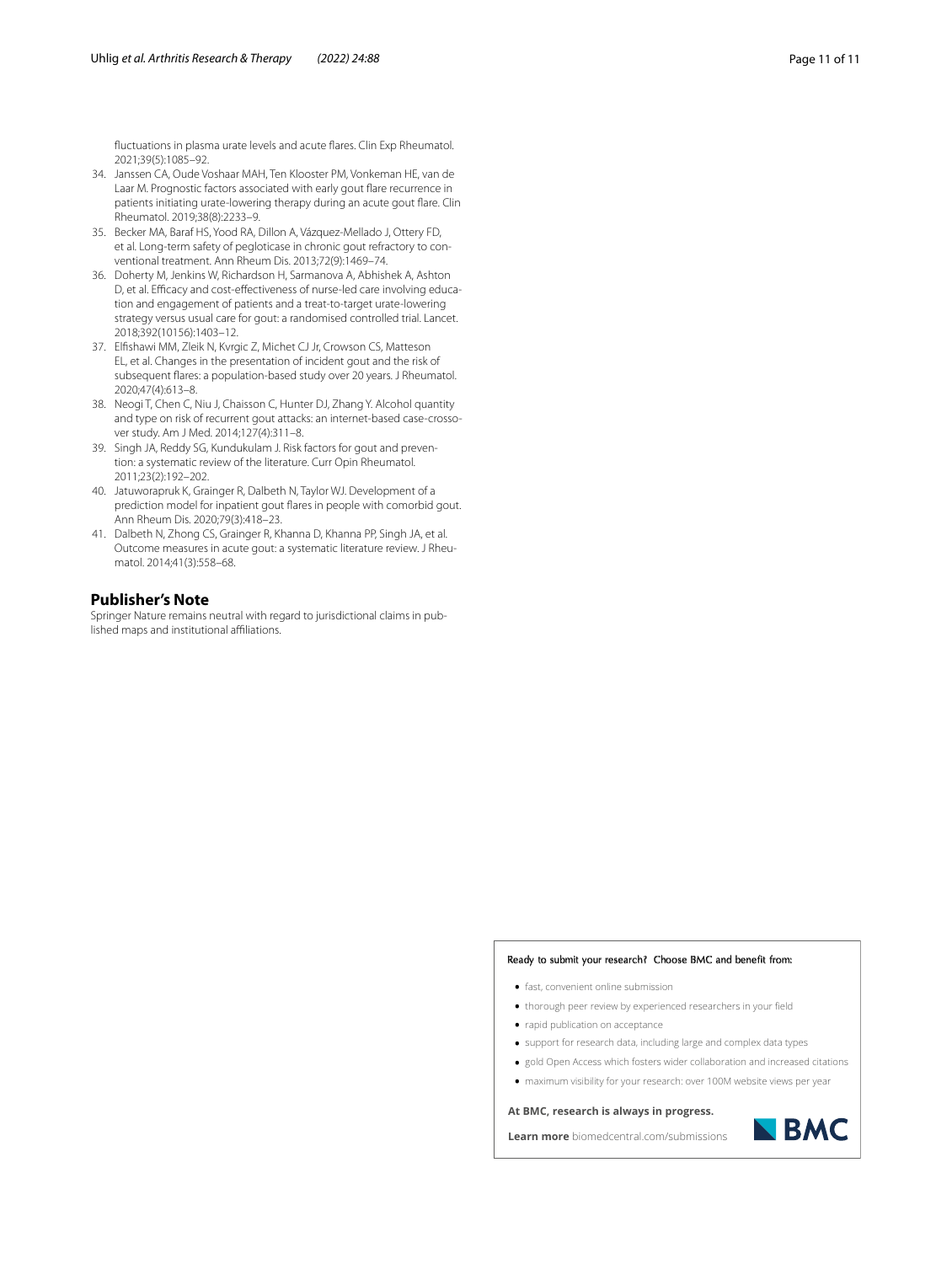fluctuations in plasma urate levels and acute flares. Clin Exp Rheumatol. 2021;39(5):1085–92.

34. Janssen CA, Oude Voshaar MAH, Ten Klooster PM, Vonkeman HE, van de Laar M. Prognostic factors associated with early gout flare recurrence in patients initiating urate-lowering therapy during an acute gout flare. Clin Rheumatol. 2019;38(8):2233–9.
35. Becker MA, Baraf HS, Yood RA, Dillon A, Vázquez-Mellado J, Ottery FD, et al. Long-term safety of pegloticase in chronic gout refractory to conventional treatment. Ann Rheum Dis. 2013;72(9):1469–74.
36. Doherty M, Jenkins W, Richardson H, Sarmanova A, Abhishek A, Ashton D, et al. Efficacy and cost-effectiveness of nurse-led care involving education and engagement of patients and a treat-to-target urate-lowering strategy versus usual care for gout: a randomised controlled trial. Lancet. 2018;392(10156):1403–12.
37. Elfishawi MM, Zleik N, Kvrgic Z, Michet CJ Jr, Crowson CS, Matteson EL, et al. Changes in the presentation of incident gout and the risk of subsequent flares: a population-based study over 20 years. J Rheumatol. 2020;47(4):613–8.
38. Neogi T, Chen C, Niu J, Chaisson C, Hunter DJ, Zhang Y. Alcohol quantity and type on risk of recurrent gout attacks: an internet-based case-crossover study. Am J Med. 2014;127(4):311–8.
39. Singh JA, Reddy SG, Kundukulam J. Risk factors for gout and prevention: a systematic review of the literature. Curr Opin Rheumatol. 2011;23(2):192–202.
40. Jatuworapruk K, Grainger R, Dalbeth N, Taylor WJ. Development of a prediction model for inpatient gout flares in people with comorbid gout. Ann Rheum Dis. 2020;79(3):418–23.
41. Dalbeth N, Zhong CS, Grainger R, Khanna D, Khanna PP, Singh JA, et al. Outcome measures in acute gout: a systematic literature review. J Rheumatol. 2014;41(3):558–68.

## Publisher's Note

Springer Nature remains neutral with regard to jurisdictional claims in published maps and institutional affiliations.

Ready to submit your research? Choose BMC and benefit from:

- fast, convenient online submission
- thorough peer review by experienced researchers in your field
- rapid publication on acceptance
- support for research data, including large and complex data types
- gold Open Access which fosters wider collaboration and increased citations
- maximum visibility for your research: over 100M website views per year

**At BMC, research is always in progress.**

**Learn more** biomedcentral.com/submissions

BMC